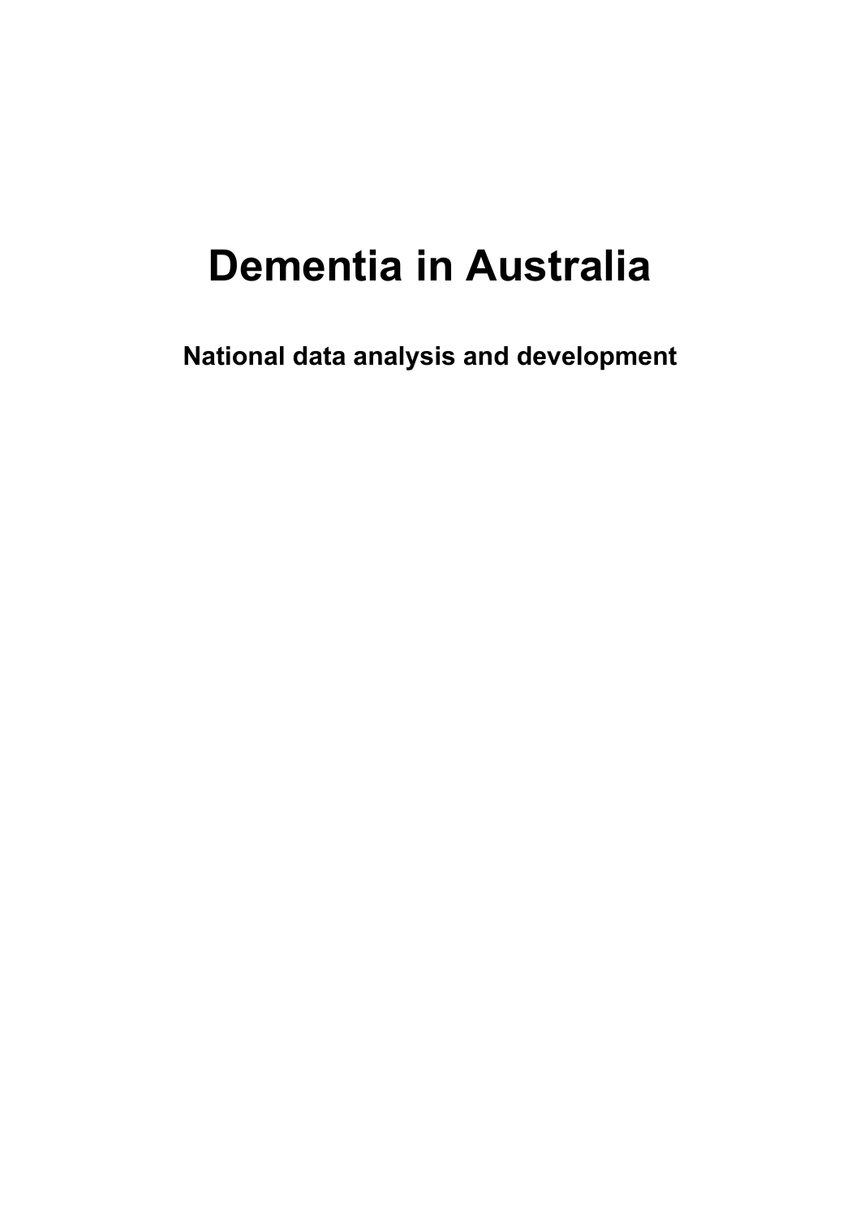# Dementia in Australia

## National data analysis and development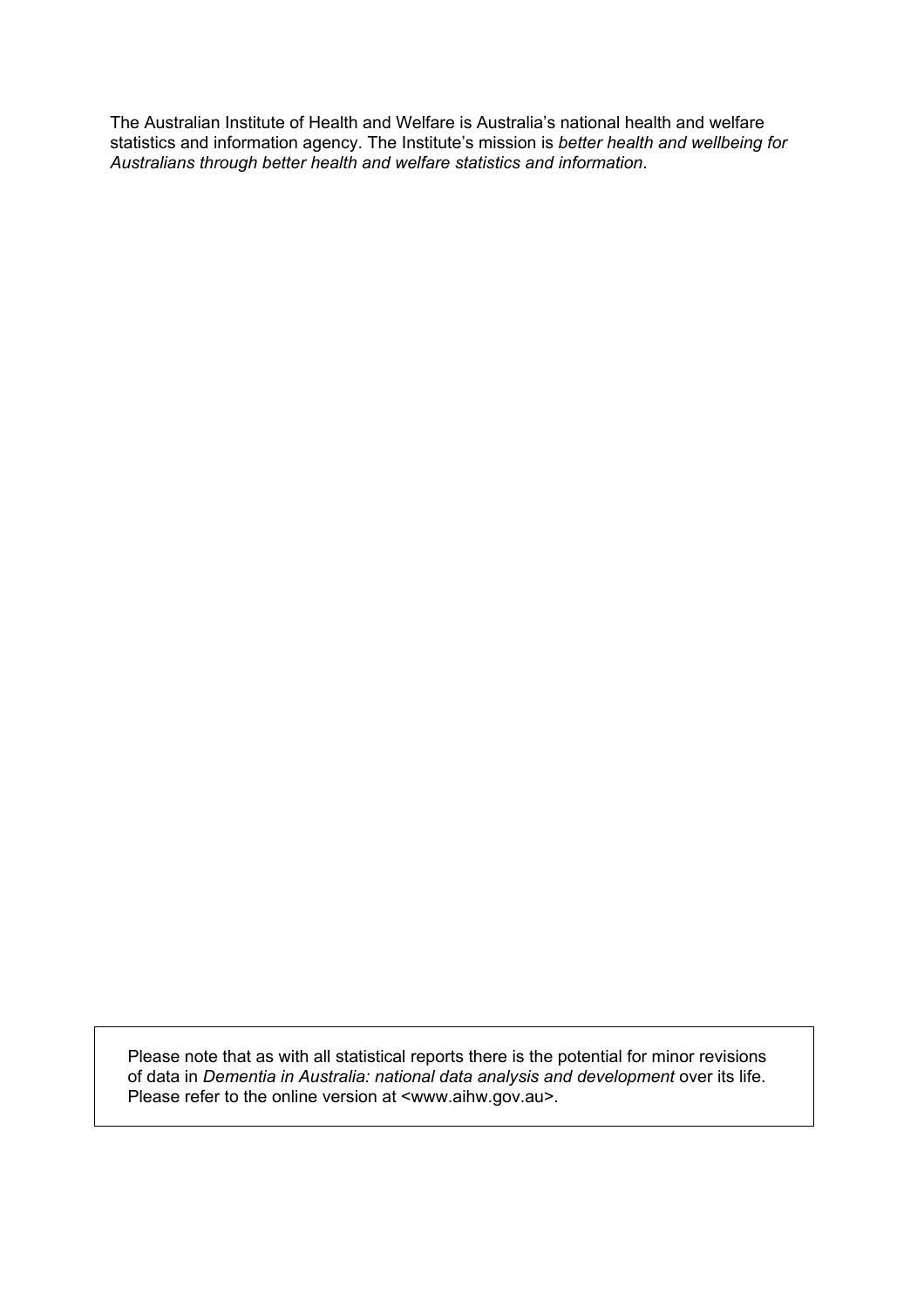The Australian Institute of Health and Welfare is Australia's national health and welfare statistics and information agency. The Institute's mission is *better health and wellbeing for Australians through better health and welfare statistics and information*.

Please note that as with all statistical reports there is the potential for minor revisions of data in *Dementia in Australia: national data analysis and development* over its life. Please refer to the online version at <www.aihw.gov.au>.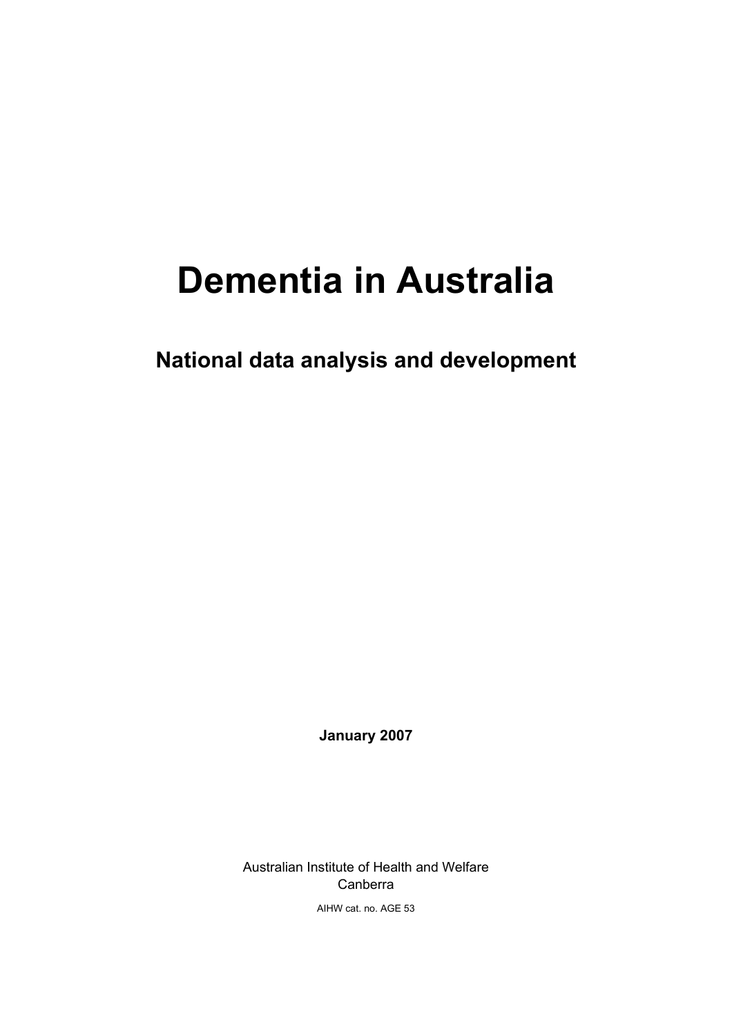# Dementia in Australia

## National data analysis and development

**January 2007**

Australian Institute of Health and Welfare
Canberra

AIHW cat. no. AGE 53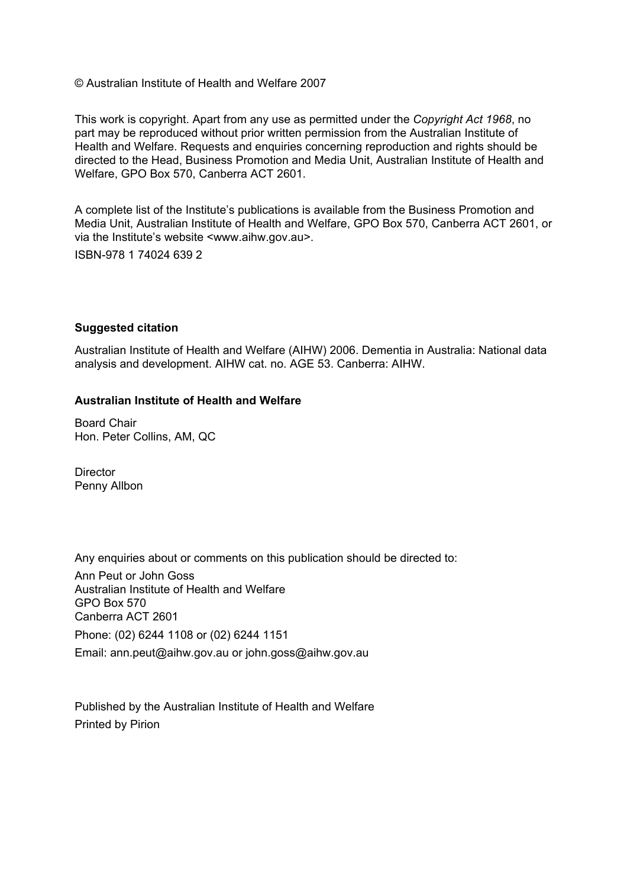© Australian Institute of Health and Welfare 2007

This work is copyright. Apart from any use as permitted under the *Copyright Act 1968*, no part may be reproduced without prior written permission from the Australian Institute of Health and Welfare. Requests and enquiries concerning reproduction and rights should be directed to the Head, Business Promotion and Media Unit, Australian Institute of Health and Welfare, GPO Box 570, Canberra ACT 2601.

A complete list of the Institute's publications is available from the Business Promotion and Media Unit, Australian Institute of Health and Welfare, GPO Box 570, Canberra ACT 2601, or via the Institute's website <www.aihw.gov.au>.

ISBN-978 1 74024 639 2

**Suggested citation**

Australian Institute of Health and Welfare (AIHW) 2006. Dementia in Australia: National data analysis and development. AIHW cat. no. AGE 53. Canberra: AIHW.

**Australian Institute of Health and Welfare**

Board Chair
Hon. Peter Collins, AM, QC

Director
Penny Allbon

Any enquiries about or comments on this publication should be directed to:

Ann Peut or John Goss
Australian Institute of Health and Welfare
GPO Box 570
Canberra ACT 2601

Phone: (02) 6244 1108 or (02) 6244 1151

Email: ann.peut@aihw.gov.au or john.goss@aihw.gov.au

Published by the Australian Institute of Health and Welfare

Printed by Pirion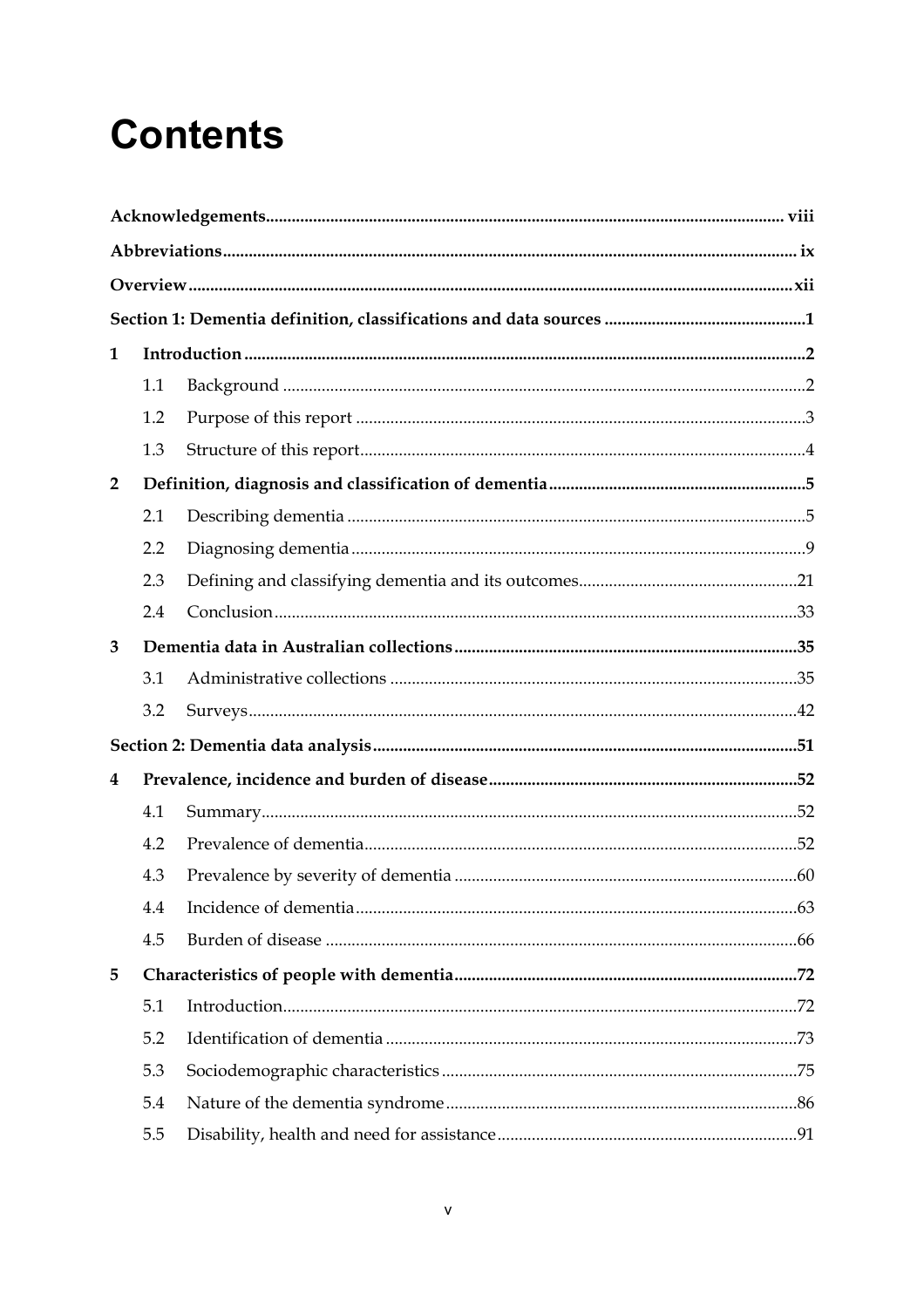# Contents

**Acknowledgements** ........ viii

**Abbreviations** ........ ix

**Overview** ........ xii

**Section 1: Dementia definition, classifications and data sources** ........ 1

**1 Introduction** ........ 2

- 1.1 Background ........ 2
- 1.2 Purpose of this report ........ 3
- 1.3 Structure of this report ........ 4

**2 Definition, diagnosis and classification of dementia** ........ 5

- 2.1 Describing dementia ........ 5
- 2.2 Diagnosing dementia ........ 9
- 2.3 Defining and classifying dementia and its outcomes ........ 21
- 2.4 Conclusion ........ 33

**3 Dementia data in Australian collections** ........ 35

- 3.1 Administrative collections ........ 35
- 3.2 Surveys ........ 42

**Section 2: Dementia data analysis** ........ 51

**4 Prevalence, incidence and burden of disease** ........ 52

- 4.1 Summary ........ 52
- 4.2 Prevalence of dementia ........ 52
- 4.3 Prevalence by severity of dementia ........ 60
- 4.4 Incidence of dementia ........ 63
- 4.5 Burden of disease ........ 66

**5 Characteristics of people with dementia** ........ 72

- 5.1 Introduction ........ 72
- 5.2 Identification of dementia ........ 73
- 5.3 Sociodemographic characteristics ........ 75
- 5.4 Nature of the dementia syndrome ........ 86
- 5.5 Disability, health and need for assistance ........ 91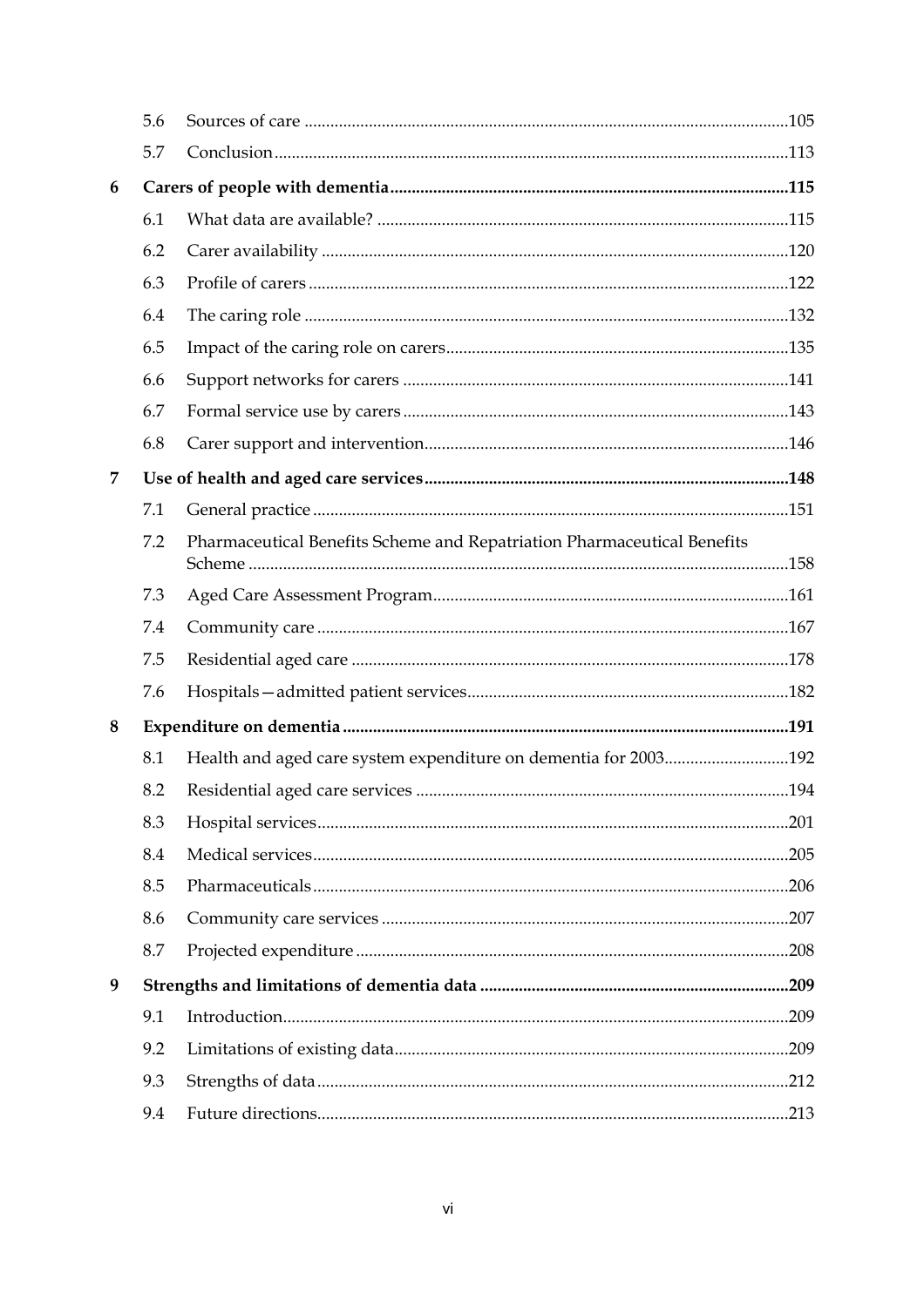| | | |
|---|---|---|
| 5.6 | Sources of care | 105 |
| 5.7 | Conclusion | 113 |
| **6** | **Carers of people with dementia** | **115** |
| 6.1 | What data are available? | 115 |
| 6.2 | Carer availability | 120 |
| 6.3 | Profile of carers | 122 |
| 6.4 | The caring role | 132 |
| 6.5 | Impact of the caring role on carers | 135 |
| 6.6 | Support networks for carers | 141 |
| 6.7 | Formal service use by carers | 143 |
| 6.8 | Carer support and intervention | 146 |
| **7** | **Use of health and aged care services** | **148** |
| 7.1 | General practice | 151 |
| 7.2 | Pharmaceutical Benefits Scheme and Repatriation Pharmaceutical Benefits Scheme | 158 |
| 7.3 | Aged Care Assessment Program | 161 |
| 7.4 | Community care | 167 |
| 7.5 | Residential aged care | 178 |
| 7.6 | Hospitals—admitted patient services | 182 |
| **8** | **Expenditure on dementia** | **191** |
| 8.1 | Health and aged care system expenditure on dementia for 2003 | 192 |
| 8.2 | Residential aged care services | 194 |
| 8.3 | Hospital services | 201 |
| 8.4 | Medical services | 205 |
| 8.5 | Pharmaceuticals | 206 |
| 8.6 | Community care services | 207 |
| 8.7 | Projected expenditure | 208 |
| **9** | **Strengths and limitations of dementia data** | **209** |
| 9.1 | Introduction | 209 |
| 9.2 | Limitations of existing data | 209 |
| 9.3 | Strengths of data | 212 |
| 9.4 | Future directions | 213 |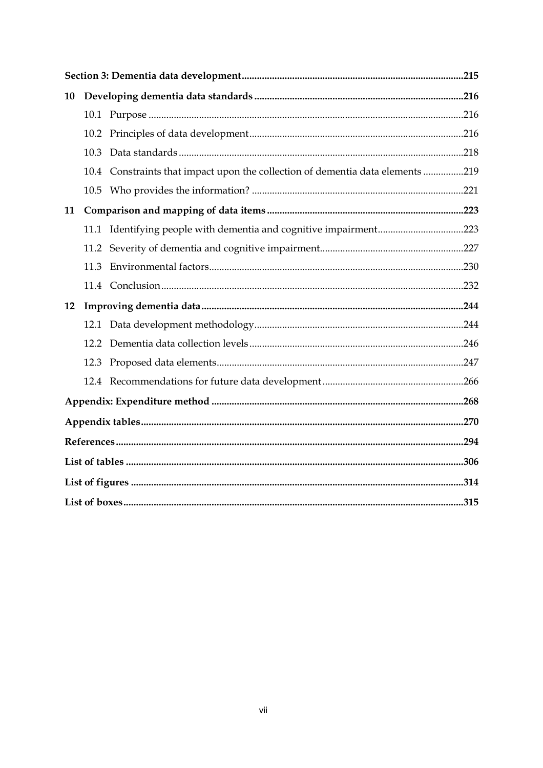**Section 3: Dementia data development** .......................................................................................215

**10 Developing dementia data standards** .................................................................................216

10.1 Purpose ..........................................................................................................................216

10.2 Principles of data development ...................................................................................216

10.3 Data standards ..............................................................................................................218

10.4 Constraints that impact upon the collection of dementia data elements ................219

10.5 Who provides the information? ..................................................................................221

**11 Comparison and mapping of data items** .............................................................................223

11.1 Identifying people with dementia and cognitive impairment.................................223

11.2 Severity of dementia and cognitive impairment........................................................227

11.3 Environmental factors...................................................................................................230

11.4 Conclusion.....................................................................................................................232

**12 Improving dementia data** .......................................................................................................244

12.1 Data development methodology.................................................................................244

12.2 Dementia data collection levels...................................................................................246

12.3 Proposed data elements................................................................................................247

12.4 Recommendations for future data development.......................................................266

**Appendix: Expenditure method** ..................................................................................................268

**Appendix tables** .............................................................................................................................270

**References** .......................................................................................................................................294

**List of tables** ....................................................................................................................................306

**List of figures** .................................................................................................................................314

**List of boxes** ....................................................................................................................................315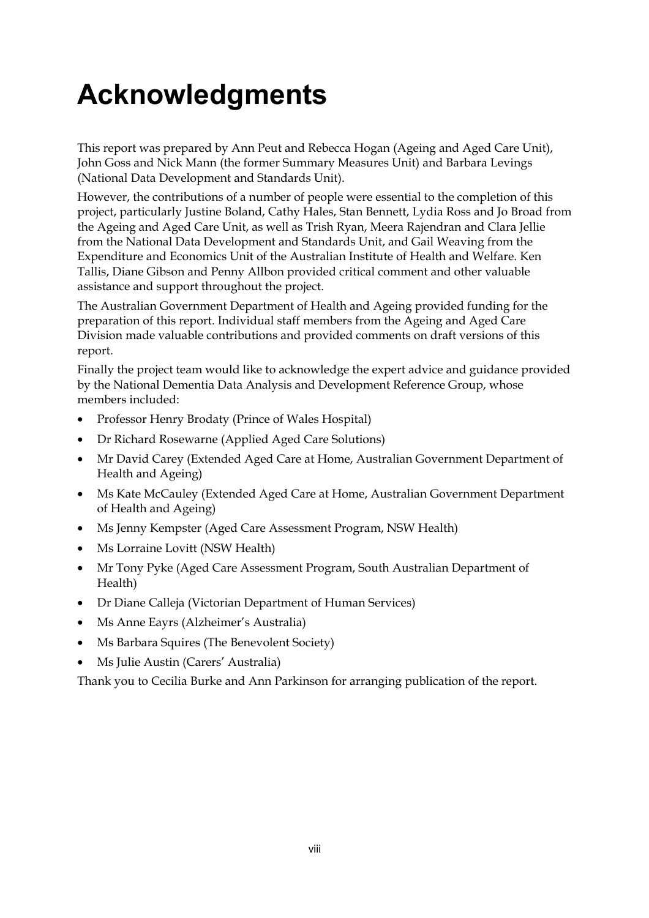# Acknowledgments

This report was prepared by Ann Peut and Rebecca Hogan (Ageing and Aged Care Unit), John Goss and Nick Mann (the former Summary Measures Unit) and Barbara Levings (National Data Development and Standards Unit).

However, the contributions of a number of people were essential to the completion of this project, particularly Justine Boland, Cathy Hales, Stan Bennett, Lydia Ross and Jo Broad from the Ageing and Aged Care Unit, as well as Trish Ryan, Meera Rajendran and Clara Jellie from the National Data Development and Standards Unit, and Gail Weaving from the Expenditure and Economics Unit of the Australian Institute of Health and Welfare. Ken Tallis, Diane Gibson and Penny Allbon provided critical comment and other valuable assistance and support throughout the project.

The Australian Government Department of Health and Ageing provided funding for the preparation of this report. Individual staff members from the Ageing and Aged Care Division made valuable contributions and provided comments on draft versions of this report.

Finally the project team would like to acknowledge the expert advice and guidance provided by the National Dementia Data Analysis and Development Reference Group, whose members included:

- Professor Henry Brodaty (Prince of Wales Hospital)
- Dr Richard Rosewarne (Applied Aged Care Solutions)
- Mr David Carey (Extended Aged Care at Home, Australian Government Department of Health and Ageing)
- Ms Kate McCauley (Extended Aged Care at Home, Australian Government Department of Health and Ageing)
- Ms Jenny Kempster (Aged Care Assessment Program, NSW Health)
- Ms Lorraine Lovitt (NSW Health)
- Mr Tony Pyke (Aged Care Assessment Program, South Australian Department of Health)
- Dr Diane Calleja (Victorian Department of Human Services)
- Ms Anne Eayrs (Alzheimer's Australia)
- Ms Barbara Squires (The Benevolent Society)
- Ms Julie Austin (Carers' Australia)

Thank you to Cecilia Burke and Ann Parkinson for arranging publication of the report.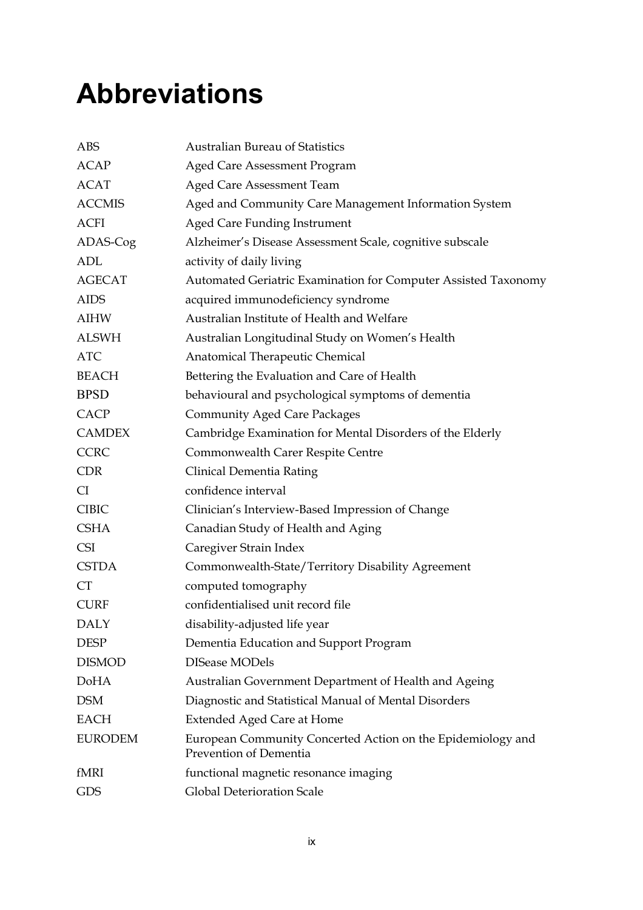# Abbreviations

| | |
|---|---|
| ABS | Australian Bureau of Statistics |
| ACAP | Aged Care Assessment Program |
| ACAT | Aged Care Assessment Team |
| ACCMIS | Aged and Community Care Management Information System |
| ACFI | Aged Care Funding Instrument |
| ADAS-Cog | Alzheimer's Disease Assessment Scale, cognitive subscale |
| ADL | activity of daily living |
| AGECAT | Automated Geriatric Examination for Computer Assisted Taxonomy |
| AIDS | acquired immunodeficiency syndrome |
| AIHW | Australian Institute of Health and Welfare |
| ALSWH | Australian Longitudinal Study on Women's Health |
| ATC | Anatomical Therapeutic Chemical |
| BEACH | Bettering the Evaluation and Care of Health |
| BPSD | behavioural and psychological symptoms of dementia |
| CACP | Community Aged Care Packages |
| CAMDEX | Cambridge Examination for Mental Disorders of the Elderly |
| CCRC | Commonwealth Carer Respite Centre |
| CDR | Clinical Dementia Rating |
| CI | confidence interval |
| CIBIC | Clinician's Interview-Based Impression of Change |
| CSHA | Canadian Study of Health and Aging |
| CSI | Caregiver Strain Index |
| CSTDA | Commonwealth-State/Territory Disability Agreement |
| CT | computed tomography |
| CURF | confidentialised unit record file |
| DALY | disability-adjusted life year |
| DESP | Dementia Education and Support Program |
| DISMOD | DISease MODels |
| DoHA | Australian Government Department of Health and Ageing |
| DSM | Diagnostic and Statistical Manual of Mental Disorders |
| EACH | Extended Aged Care at Home |
| EURODEM | European Community Concerted Action on the Epidemiology and Prevention of Dementia |
| fMRI | functional magnetic resonance imaging |
| GDS | Global Deterioration Scale |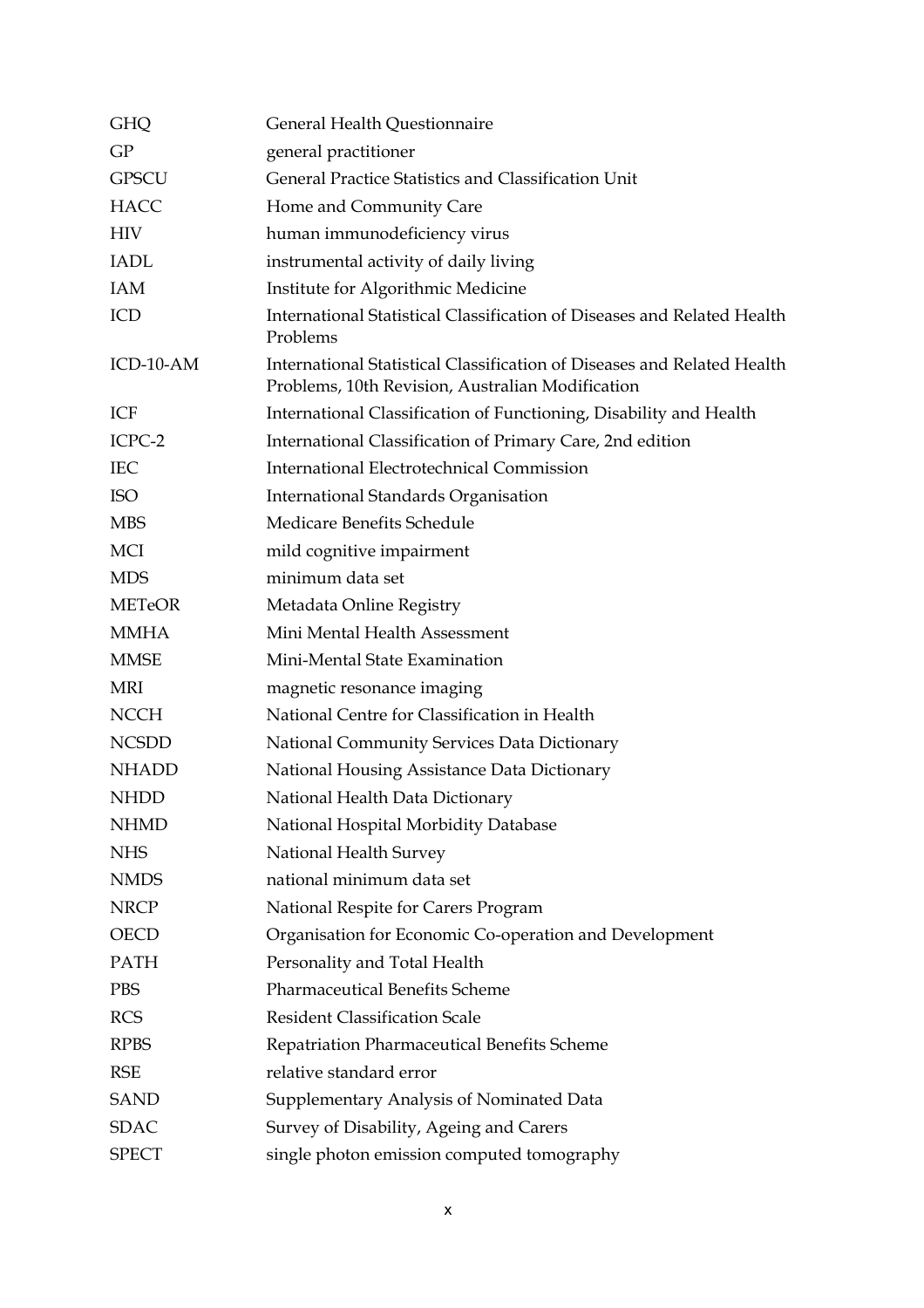| | |
|---|---|
| GHQ | General Health Questionnaire |
| GP | general practitioner |
| GPSCU | General Practice Statistics and Classification Unit |
| HACC | Home and Community Care |
| HIV | human immunodeficiency virus |
| IADL | instrumental activity of daily living |
| IAM | Institute for Algorithmic Medicine |
| ICD | International Statistical Classification of Diseases and Related Health Problems |
| ICD-10-AM | International Statistical Classification of Diseases and Related Health Problems, 10th Revision, Australian Modification |
| ICF | International Classification of Functioning, Disability and Health |
| ICPC-2 | International Classification of Primary Care, 2nd edition |
| IEC | International Electrotechnical Commission |
| ISO | International Standards Organisation |
| MBS | Medicare Benefits Schedule |
| MCI | mild cognitive impairment |
| MDS | minimum data set |
| METeOR | Metadata Online Registry |
| MMHA | Mini Mental Health Assessment |
| MMSE | Mini-Mental State Examination |
| MRI | magnetic resonance imaging |
| NCCH | National Centre for Classification in Health |
| NCSDD | National Community Services Data Dictionary |
| NHADD | National Housing Assistance Data Dictionary |
| NHDD | National Health Data Dictionary |
| NHMD | National Hospital Morbidity Database |
| NHS | National Health Survey |
| NMDS | national minimum data set |
| NRCP | National Respite for Carers Program |
| OECD | Organisation for Economic Co-operation and Development |
| PATH | Personality and Total Health |
| PBS | Pharmaceutical Benefits Scheme |
| RCS | Resident Classification Scale |
| RPBS | Repatriation Pharmaceutical Benefits Scheme |
| RSE | relative standard error |
| SAND | Supplementary Analysis of Nominated Data |
| SDAC | Survey of Disability, Ageing and Carers |
| SPECT | single photon emission computed tomography |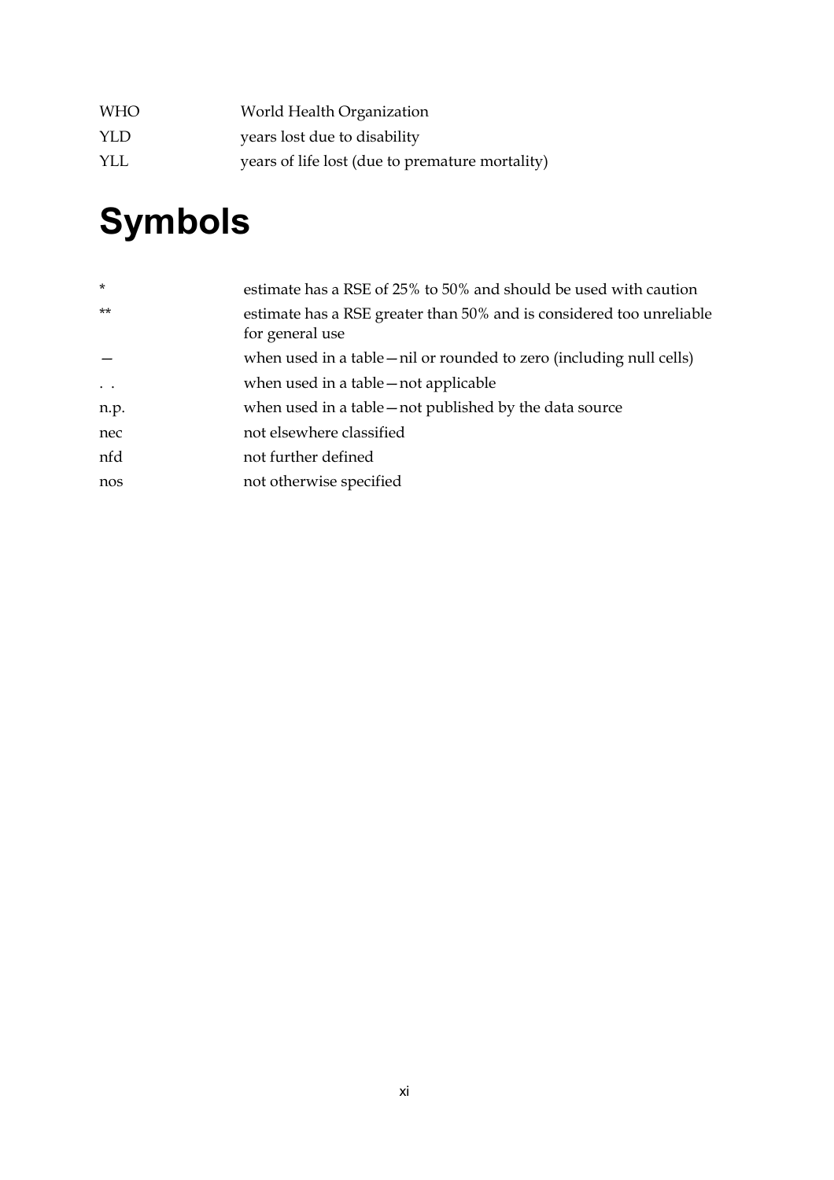| | |
|---|---|
| WHO | World Health Organization |
| YLD | years lost due to disability |
| YLL | years of life lost (due to premature mortality) |

# Symbols

| | |
|---|---|
| * | estimate has a RSE of 25% to 50% and should be used with caution |
| ** | estimate has a RSE greater than 50% and is considered too unreliable for general use |
| — | when used in a table—nil or rounded to zero (including null cells) |
| . . | when used in a table—not applicable |
| n.p. | when used in a table—not published by the data source |
| nec | not elsewhere classified |
| nfd | not further defined |
| nos | not otherwise specified |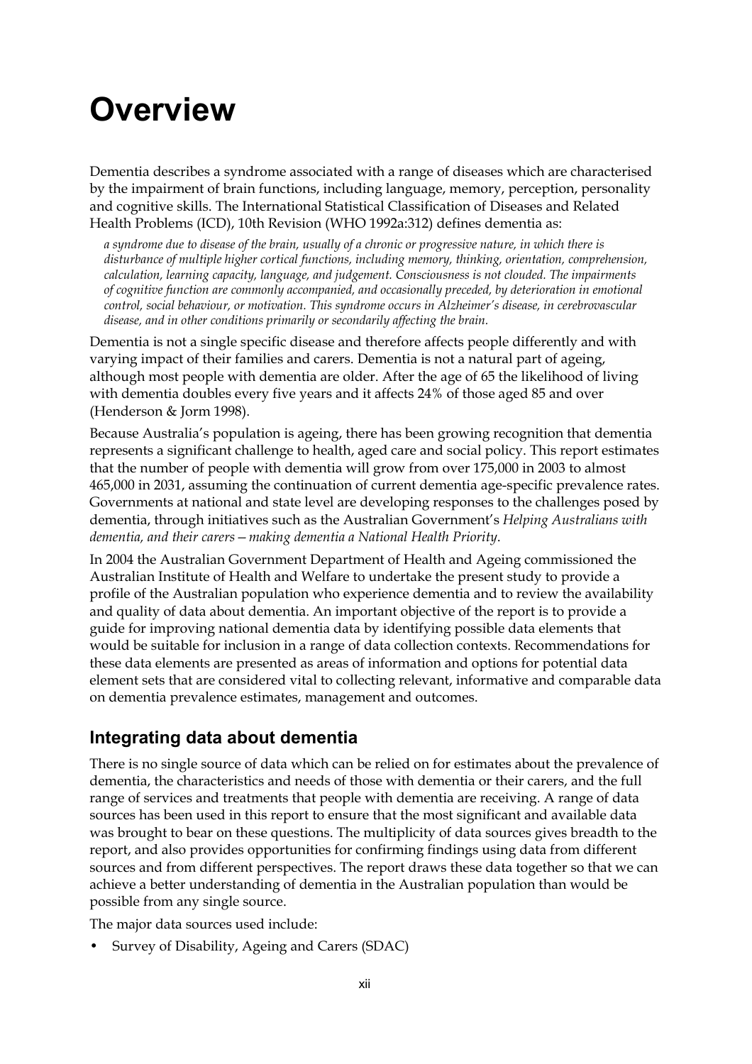# Overview

Dementia describes a syndrome associated with a range of diseases which are characterised by the impairment of brain functions, including language, memory, perception, personality and cognitive skills. The International Statistical Classification of Diseases and Related Health Problems (ICD), 10th Revision (WHO 1992a:312) defines dementia as:

> *a syndrome due to disease of the brain, usually of a chronic or progressive nature, in which there is disturbance of multiple higher cortical functions, including memory, thinking, orientation, comprehension, calculation, learning capacity, language, and judgement. Consciousness is not clouded. The impairments of cognitive function are commonly accompanied, and occasionally preceded, by deterioration in emotional control, social behaviour, or motivation. This syndrome occurs in Alzheimer's disease, in cerebrovascular disease, and in other conditions primarily or secondarily affecting the brain.*

Dementia is not a single specific disease and therefore affects people differently and with varying impact of their families and carers. Dementia is not a natural part of ageing, although most people with dementia are older. After the age of 65 the likelihood of living with dementia doubles every five years and it affects 24% of those aged 85 and over (Henderson & Jorm 1998).

Because Australia's population is ageing, there has been growing recognition that dementia represents a significant challenge to health, aged care and social policy. This report estimates that the number of people with dementia will grow from over 175,000 in 2003 to almost 465,000 in 2031, assuming the continuation of current dementia age-specific prevalence rates. Governments at national and state level are developing responses to the challenges posed by dementia, through initiatives such as the Australian Government's *Helping Australians with dementia, and their carers—making dementia a National Health Priority*.

In 2004 the Australian Government Department of Health and Ageing commissioned the Australian Institute of Health and Welfare to undertake the present study to provide a profile of the Australian population who experience dementia and to review the availability and quality of data about dementia. An important objective of the report is to provide a guide for improving national dementia data by identifying possible data elements that would be suitable for inclusion in a range of data collection contexts. Recommendations for these data elements are presented as areas of information and options for potential data element sets that are considered vital to collecting relevant, informative and comparable data on dementia prevalence estimates, management and outcomes.

## Integrating data about dementia

There is no single source of data which can be relied on for estimates about the prevalence of dementia, the characteristics and needs of those with dementia or their carers, and the full range of services and treatments that people with dementia are receiving. A range of data sources has been used in this report to ensure that the most significant and available data was brought to bear on these questions. The multiplicity of data sources gives breadth to the report, and also provides opportunities for confirming findings using data from different sources and from different perspectives. The report draws these data together so that we can achieve a better understanding of dementia in the Australian population than would be possible from any single source.

The major data sources used include:

- Survey of Disability, Ageing and Carers (SDAC)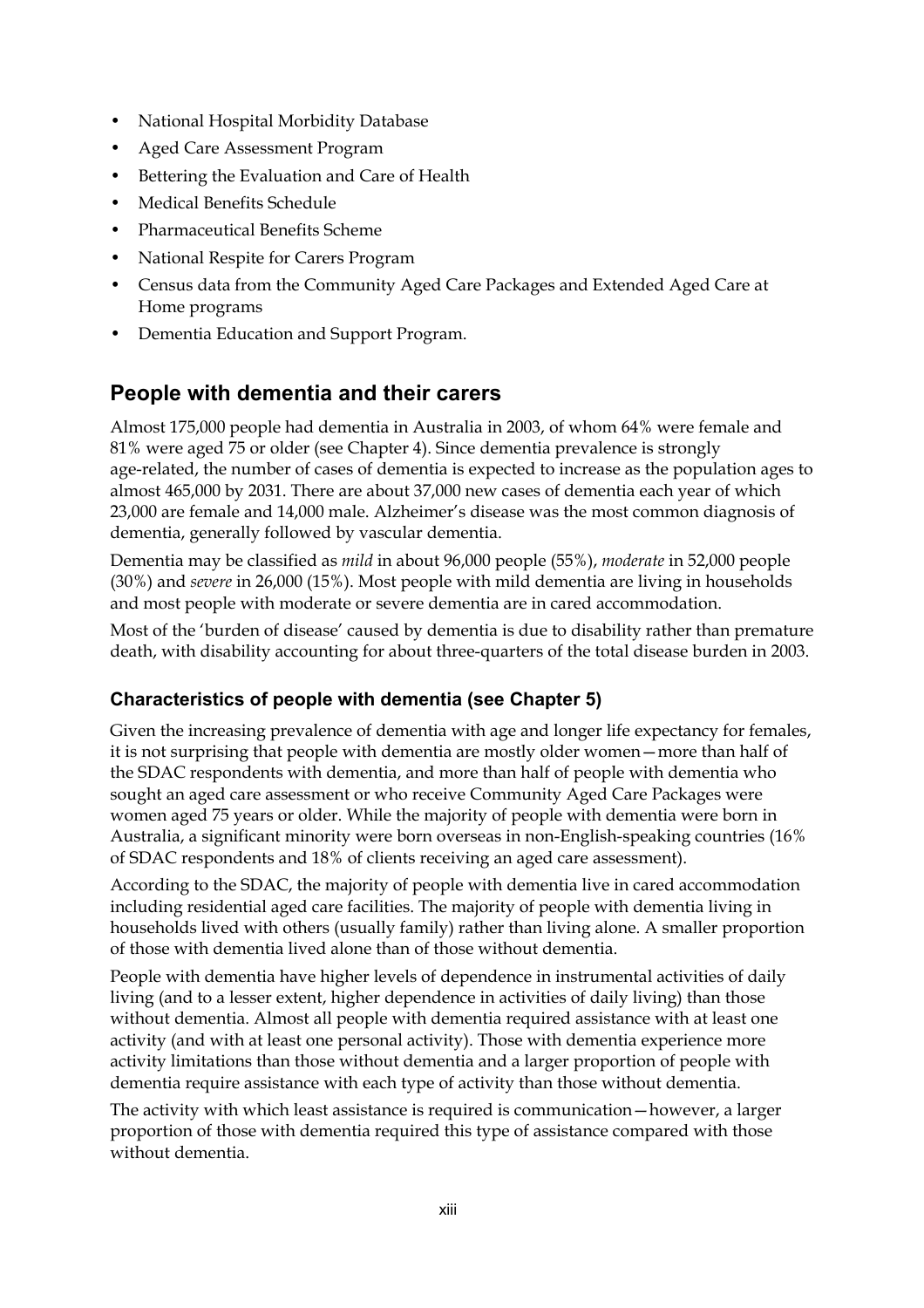- National Hospital Morbidity Database
- Aged Care Assessment Program
- Bettering the Evaluation and Care of Health
- Medical Benefits Schedule
- Pharmaceutical Benefits Scheme
- National Respite for Carers Program
- Census data from the Community Aged Care Packages and Extended Aged Care at Home programs
- Dementia Education and Support Program.

## People with dementia and their carers

Almost 175,000 people had dementia in Australia in 2003, of whom 64% were female and 81% were aged 75 or older (see Chapter 4). Since dementia prevalence is strongly age-related, the number of cases of dementia is expected to increase as the population ages to almost 465,000 by 2031. There are about 37,000 new cases of dementia each year of which 23,000 are female and 14,000 male. Alzheimer's disease was the most common diagnosis of dementia, generally followed by vascular dementia.

Dementia may be classified as *mild* in about 96,000 people (55%), *moderate* in 52,000 people (30%) and *severe* in 26,000 (15%). Most people with mild dementia are living in households and most people with moderate or severe dementia are in cared accommodation.

Most of the 'burden of disease' caused by dementia is due to disability rather than premature death, with disability accounting for about three-quarters of the total disease burden in 2003.

### Characteristics of people with dementia (see Chapter 5)

Given the increasing prevalence of dementia with age and longer life expectancy for females, it is not surprising that people with dementia are mostly older women—more than half of the SDAC respondents with dementia, and more than half of people with dementia who sought an aged care assessment or who receive Community Aged Care Packages were women aged 75 years or older. While the majority of people with dementia were born in Australia, a significant minority were born overseas in non-English-speaking countries (16% of SDAC respondents and 18% of clients receiving an aged care assessment).

According to the SDAC, the majority of people with dementia live in cared accommodation including residential aged care facilities. The majority of people with dementia living in households lived with others (usually family) rather than living alone. A smaller proportion of those with dementia lived alone than of those without dementia.

People with dementia have higher levels of dependence in instrumental activities of daily living (and to a lesser extent, higher dependence in activities of daily living) than those without dementia. Almost all people with dementia required assistance with at least one activity (and with at least one personal activity). Those with dementia experience more activity limitations than those without dementia and a larger proportion of people with dementia require assistance with each type of activity than those without dementia.

The activity with which least assistance is required is communication—however, a larger proportion of those with dementia required this type of assistance compared with those without dementia.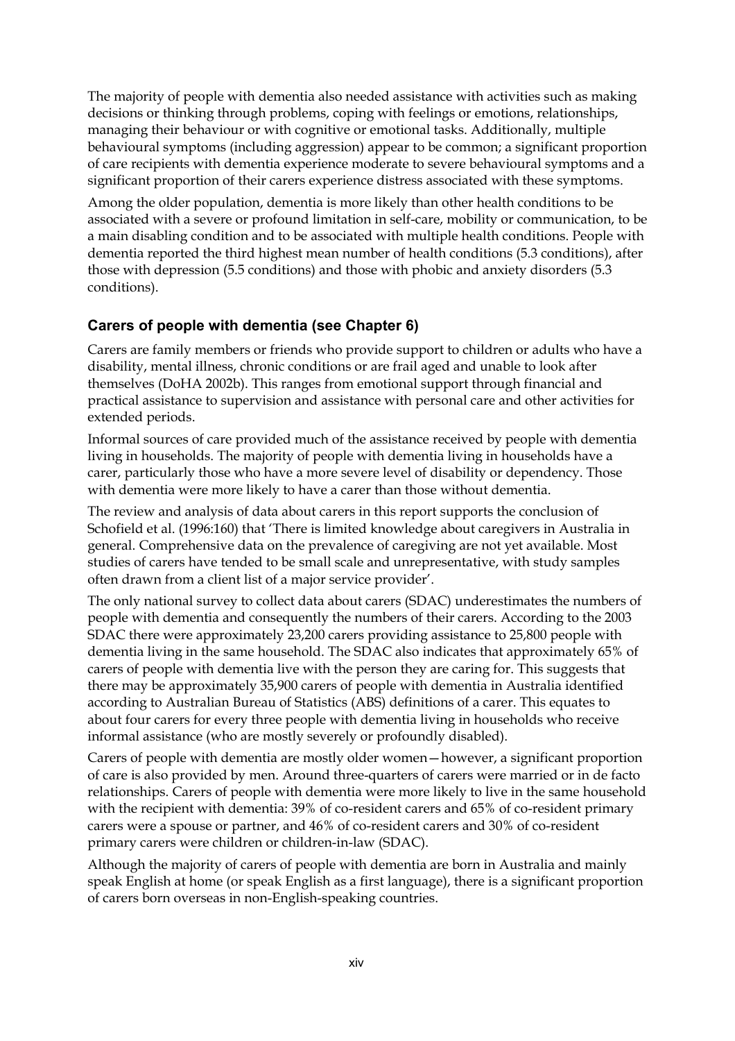The majority of people with dementia also needed assistance with activities such as making decisions or thinking through problems, coping with feelings or emotions, relationships, managing their behaviour or with cognitive or emotional tasks. Additionally, multiple behavioural symptoms (including aggression) appear to be common; a significant proportion of care recipients with dementia experience moderate to severe behavioural symptoms and a significant proportion of their carers experience distress associated with these symptoms.

Among the older population, dementia is more likely than other health conditions to be associated with a severe or profound limitation in self-care, mobility or communication, to be a main disabling condition and to be associated with multiple health conditions. People with dementia reported the third highest mean number of health conditions (5.3 conditions), after those with depression (5.5 conditions) and those with phobic and anxiety disorders (5.3 conditions).

### Carers of people with dementia (see Chapter 6)

Carers are family members or friends who provide support to children or adults who have a disability, mental illness, chronic conditions or are frail aged and unable to look after themselves (DoHA 2002b). This ranges from emotional support through financial and practical assistance to supervision and assistance with personal care and other activities for extended periods.

Informal sources of care provided much of the assistance received by people with dementia living in households. The majority of people with dementia living in households have a carer, particularly those who have a more severe level of disability or dependency. Those with dementia were more likely to have a carer than those without dementia.

The review and analysis of data about carers in this report supports the conclusion of Schofield et al. (1996:160) that 'There is limited knowledge about caregivers in Australia in general. Comprehensive data on the prevalence of caregiving are not yet available. Most studies of carers have tended to be small scale and unrepresentative, with study samples often drawn from a client list of a major service provider'.

The only national survey to collect data about carers (SDAC) underestimates the numbers of people with dementia and consequently the numbers of their carers. According to the 2003 SDAC there were approximately 23,200 carers providing assistance to 25,800 people with dementia living in the same household. The SDAC also indicates that approximately 65% of carers of people with dementia live with the person they are caring for. This suggests that there may be approximately 35,900 carers of people with dementia in Australia identified according to Australian Bureau of Statistics (ABS) definitions of a carer. This equates to about four carers for every three people with dementia living in households who receive informal assistance (who are mostly severely or profoundly disabled).

Carers of people with dementia are mostly older women—however, a significant proportion of care is also provided by men. Around three-quarters of carers were married or in de facto relationships. Carers of people with dementia were more likely to live in the same household with the recipient with dementia: 39% of co-resident carers and 65% of co-resident primary carers were a spouse or partner, and 46% of co-resident carers and 30% of co-resident primary carers were children or children-in-law (SDAC).

Although the majority of carers of people with dementia are born in Australia and mainly speak English at home (or speak English as a first language), there is a significant proportion of carers born overseas in non-English-speaking countries.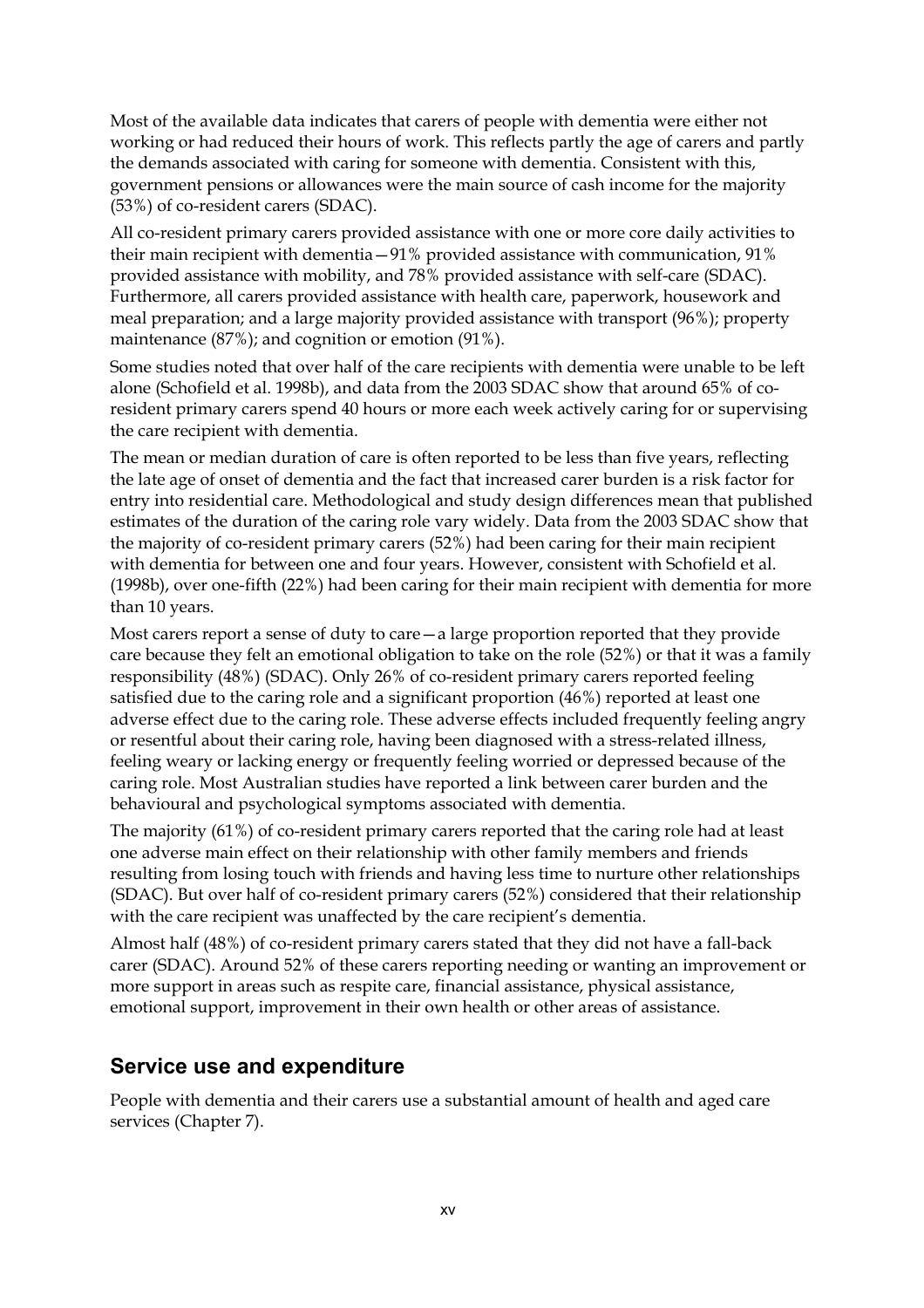Most of the available data indicates that carers of people with dementia were either not working or had reduced their hours of work. This reflects partly the age of carers and partly the demands associated with caring for someone with dementia. Consistent with this, government pensions or allowances were the main source of cash income for the majority (53%) of co-resident carers (SDAC).

All co-resident primary carers provided assistance with one or more core daily activities to their main recipient with dementia—91% provided assistance with communication, 91% provided assistance with mobility, and 78% provided assistance with self-care (SDAC). Furthermore, all carers provided assistance with health care, paperwork, housework and meal preparation; and a large majority provided assistance with transport (96%); property maintenance (87%); and cognition or emotion (91%).

Some studies noted that over half of the care recipients with dementia were unable to be left alone (Schofield et al. 1998b), and data from the 2003 SDAC show that around 65% of co-resident primary carers spend 40 hours or more each week actively caring for or supervising the care recipient with dementia.

The mean or median duration of care is often reported to be less than five years, reflecting the late age of onset of dementia and the fact that increased carer burden is a risk factor for entry into residential care. Methodological and study design differences mean that published estimates of the duration of the caring role vary widely. Data from the 2003 SDAC show that the majority of co-resident primary carers (52%) had been caring for their main recipient with dementia for between one and four years. However, consistent with Schofield et al. (1998b), over one-fifth (22%) had been caring for their main recipient with dementia for more than 10 years.

Most carers report a sense of duty to care—a large proportion reported that they provide care because they felt an emotional obligation to take on the role (52%) or that it was a family responsibility (48%) (SDAC). Only 26% of co-resident primary carers reported feeling satisfied due to the caring role and a significant proportion (46%) reported at least one adverse effect due to the caring role. These adverse effects included frequently feeling angry or resentful about their caring role, having been diagnosed with a stress-related illness, feeling weary or lacking energy or frequently feeling worried or depressed because of the caring role. Most Australian studies have reported a link between carer burden and the behavioural and psychological symptoms associated with dementia.

The majority (61%) of co-resident primary carers reported that the caring role had at least one adverse main effect on their relationship with other family members and friends resulting from losing touch with friends and having less time to nurture other relationships (SDAC). But over half of co-resident primary carers (52%) considered that their relationship with the care recipient was unaffected by the care recipient's dementia.

Almost half (48%) of co-resident primary carers stated that they did not have a fall-back carer (SDAC). Around 52% of these carers reporting needing or wanting an improvement or more support in areas such as respite care, financial assistance, physical assistance, emotional support, improvement in their own health or other areas of assistance.

## Service use and expenditure

People with dementia and their carers use a substantial amount of health and aged care services (Chapter 7).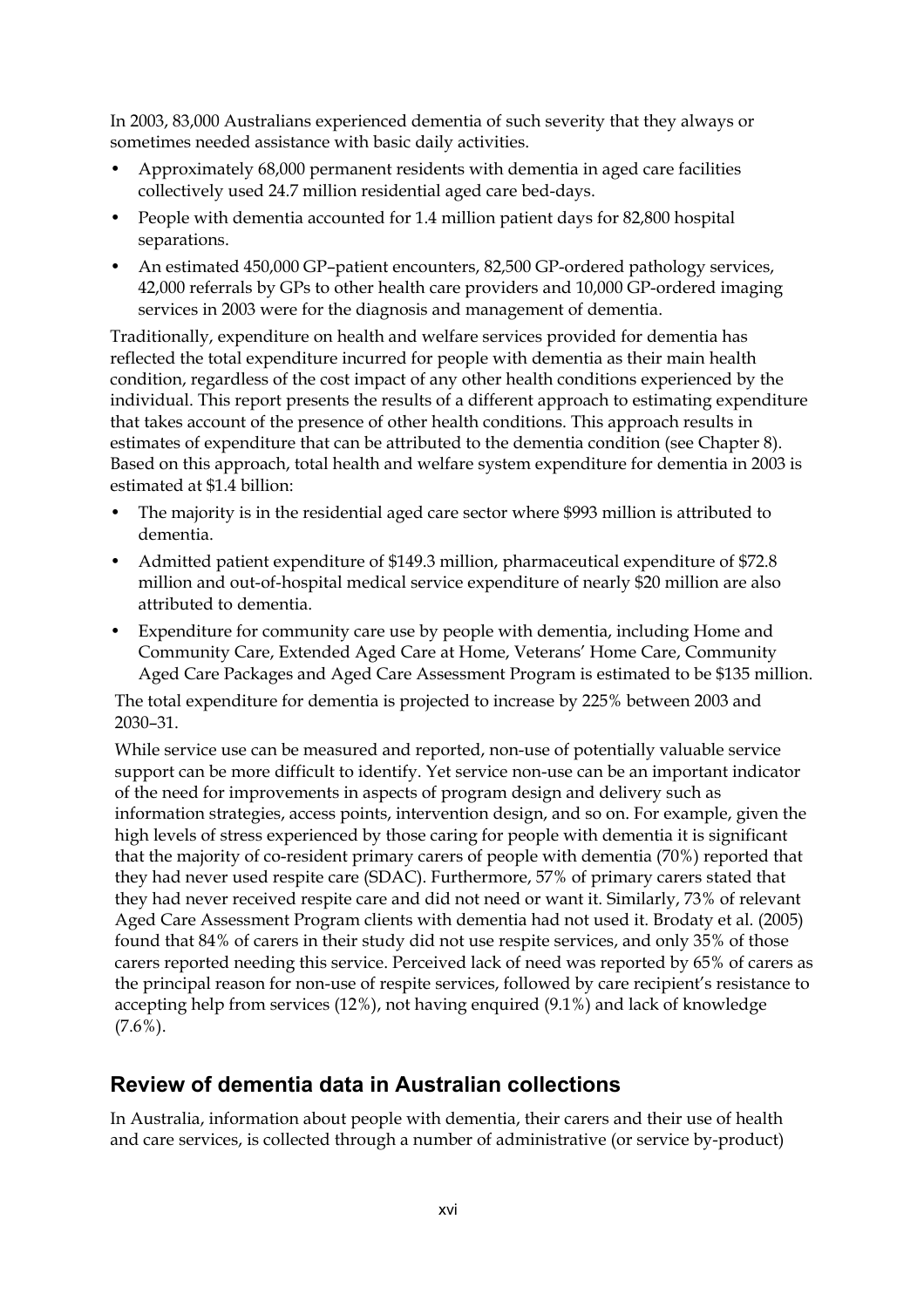In 2003, 83,000 Australians experienced dementia of such severity that they always or sometimes needed assistance with basic daily activities.

- Approximately 68,000 permanent residents with dementia in aged care facilities collectively used 24.7 million residential aged care bed-days.
- People with dementia accounted for 1.4 million patient days for 82,800 hospital separations.
- An estimated 450,000 GP–patient encounters, 82,500 GP-ordered pathology services, 42,000 referrals by GPs to other health care providers and 10,000 GP-ordered imaging services in 2003 were for the diagnosis and management of dementia.

Traditionally, expenditure on health and welfare services provided for dementia has reflected the total expenditure incurred for people with dementia as their main health condition, regardless of the cost impact of any other health conditions experienced by the individual. This report presents the results of a different approach to estimating expenditure that takes account of the presence of other health conditions. This approach results in estimates of expenditure that can be attributed to the dementia condition (see Chapter 8). Based on this approach, total health and welfare system expenditure for dementia in 2003 is estimated at $1.4 billion:

- The majority is in the residential aged care sector where $993 million is attributed to dementia.
- Admitted patient expenditure of $149.3 million, pharmaceutical expenditure of $72.8 million and out-of-hospital medical service expenditure of nearly $20 million are also attributed to dementia.
- Expenditure for community care use by people with dementia, including Home and Community Care, Extended Aged Care at Home, Veterans' Home Care, Community Aged Care Packages and Aged Care Assessment Program is estimated to be $135 million.

The total expenditure for dementia is projected to increase by 225% between 2003 and 2030–31.

While service use can be measured and reported, non-use of potentially valuable service support can be more difficult to identify. Yet service non-use can be an important indicator of the need for improvements in aspects of program design and delivery such as information strategies, access points, intervention design, and so on. For example, given the high levels of stress experienced by those caring for people with dementia it is significant that the majority of co-resident primary carers of people with dementia (70%) reported that they had never used respite care (SDAC). Furthermore, 57% of primary carers stated that they had never received respite care and did not need or want it. Similarly, 73% of relevant Aged Care Assessment Program clients with dementia had not used it. Brodaty et al. (2005) found that 84% of carers in their study did not use respite services, and only 35% of those carers reported needing this service. Perceived lack of need was reported by 65% of carers as the principal reason for non-use of respite services, followed by care recipient's resistance to accepting help from services (12%), not having enquired (9.1%) and lack of knowledge (7.6%).

## Review of dementia data in Australian collections

In Australia, information about people with dementia, their carers and their use of health and care services, is collected through a number of administrative (or service by-product)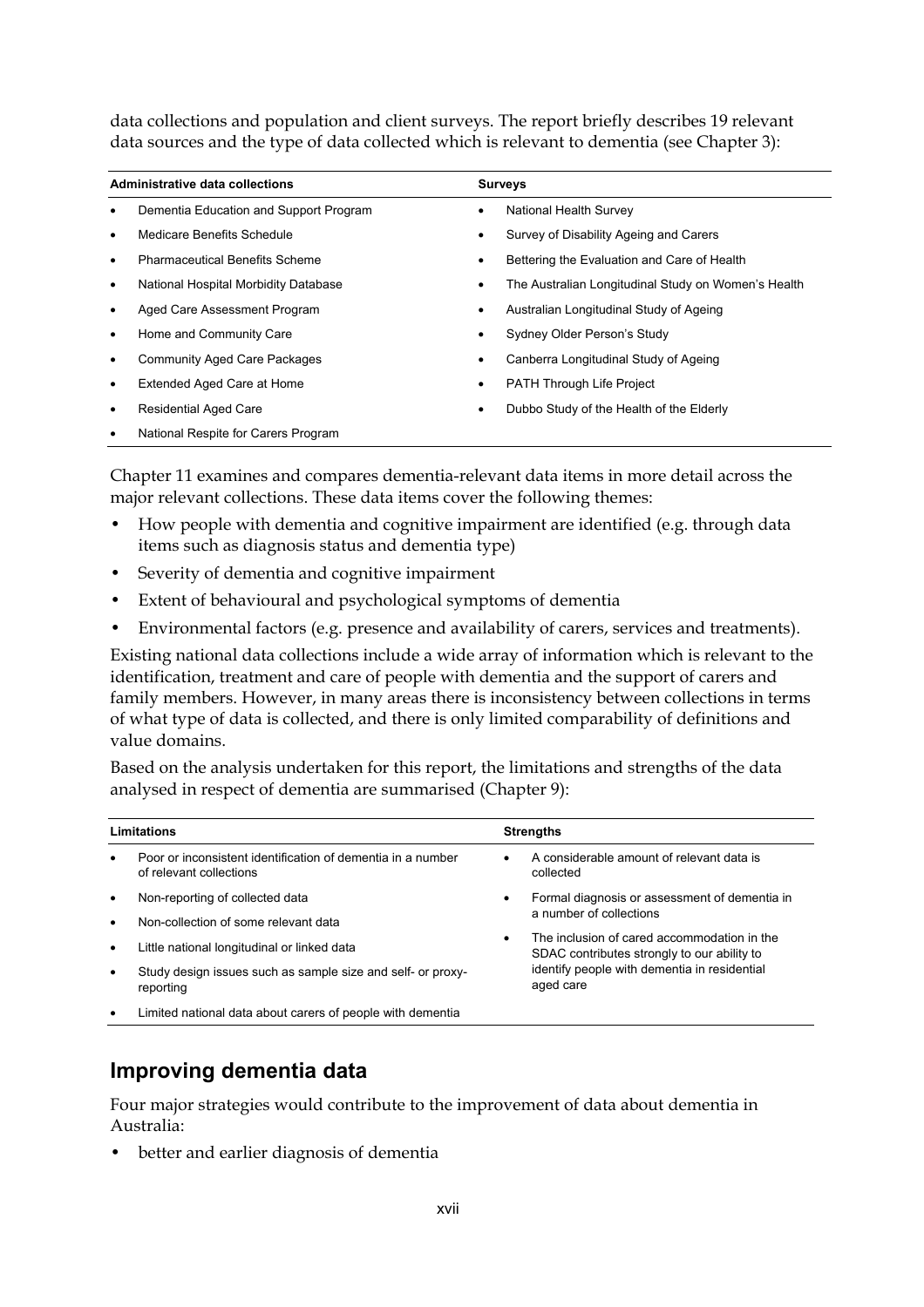data collections and population and client surveys. The report briefly describes 19 relevant data sources and the type of data collected which is relevant to dementia (see Chapter 3):

| Administrative data collections | Surveys |
|---|---|
| • Dementia Education and Support Program | • National Health Survey |
| • Medicare Benefits Schedule | • Survey of Disability Ageing and Carers |
| • Pharmaceutical Benefits Scheme | • Bettering the Evaluation and Care of Health |
| • National Hospital Morbidity Database | • The Australian Longitudinal Study on Women's Health |
| • Aged Care Assessment Program | • Australian Longitudinal Study of Ageing |
| • Home and Community Care | • Sydney Older Person's Study |
| • Community Aged Care Packages | • Canberra Longitudinal Study of Ageing |
| • Extended Aged Care at Home | • PATH Through Life Project |
| • Residential Aged Care | • Dubbo Study of the Health of the Elderly |
| • National Respite for Carers Program | |

Chapter 11 examines and compares dementia-relevant data items in more detail across the major relevant collections. These data items cover the following themes:

- How people with dementia and cognitive impairment are identified (e.g. through data items such as diagnosis status and dementia type)
- Severity of dementia and cognitive impairment
- Extent of behavioural and psychological symptoms of dementia
- Environmental factors (e.g. presence and availability of carers, services and treatments).

Existing national data collections include a wide array of information which is relevant to the identification, treatment and care of people with dementia and the support of carers and family members. However, in many areas there is inconsistency between collections in terms of what type of data is collected, and there is only limited comparability of definitions and value domains.

Based on the analysis undertaken for this report, the limitations and strengths of the data analysed in respect of dementia are summarised (Chapter 9):

| Limitations | Strengths |
|---|---|
| • Poor or inconsistent identification of dementia in a number of relevant collections | • A considerable amount of relevant data is collected |
| • Non-reporting of collected data | • Formal diagnosis or assessment of dementia in a number of collections |
| • Non-collection of some relevant data | |
| • Little national longitudinal or linked data | • The inclusion of cared accommodation in the SDAC contributes strongly to our ability to identify people with dementia in residential aged care |
| • Study design issues such as sample size and self- or proxy-reporting | |
| • Limited national data about carers of people with dementia | |

## Improving dementia data

Four major strategies would contribute to the improvement of data about dementia in Australia:

- better and earlier diagnosis of dementia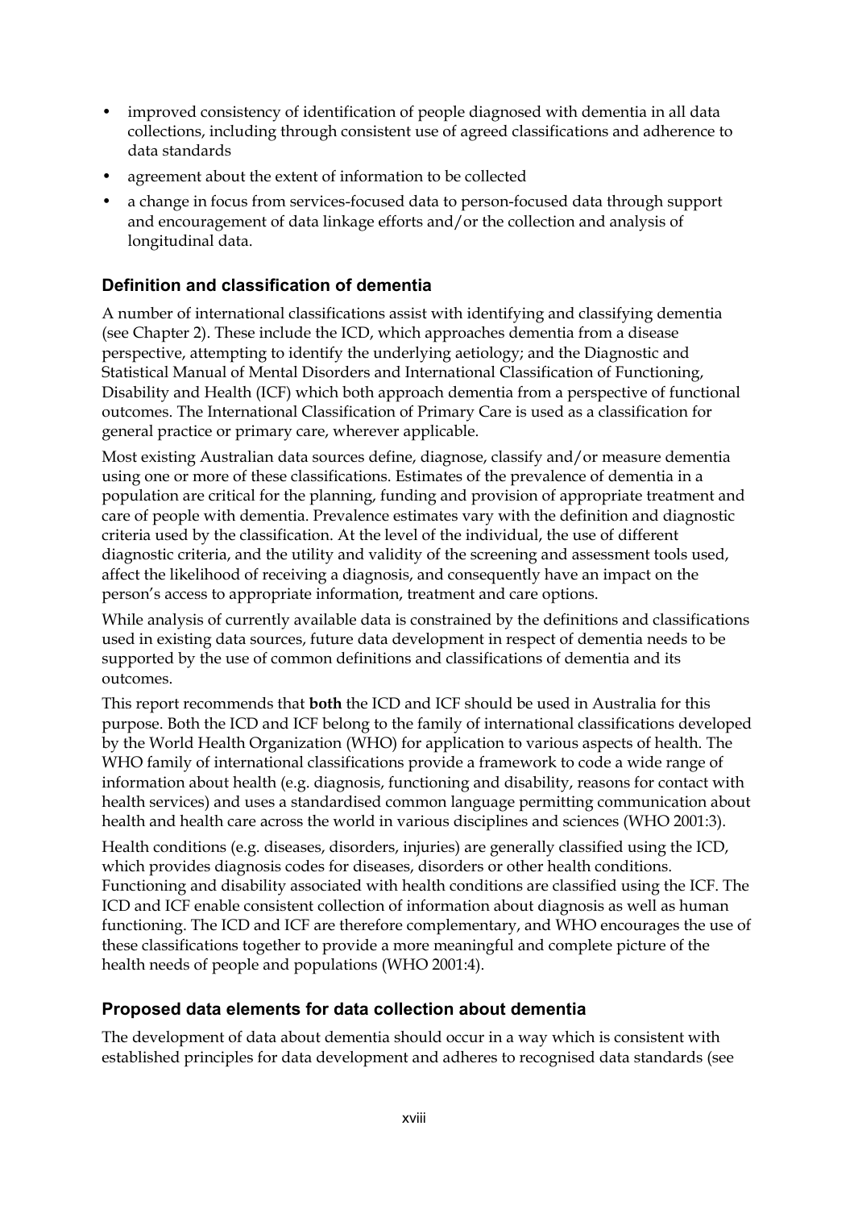- improved consistency of identification of people diagnosed with dementia in all data collections, including through consistent use of agreed classifications and adherence to data standards
- agreement about the extent of information to be collected
- a change in focus from services-focused data to person-focused data through support and encouragement of data linkage efforts and/or the collection and analysis of longitudinal data.

### Definition and classification of dementia

A number of international classifications assist with identifying and classifying dementia (see Chapter 2). These include the ICD, which approaches dementia from a disease perspective, attempting to identify the underlying aetiology; and the Diagnostic and Statistical Manual of Mental Disorders and International Classification of Functioning, Disability and Health (ICF) which both approach dementia from a perspective of functional outcomes. The International Classification of Primary Care is used as a classification for general practice or primary care, wherever applicable.

Most existing Australian data sources define, diagnose, classify and/or measure dementia using one or more of these classifications. Estimates of the prevalence of dementia in a population are critical for the planning, funding and provision of appropriate treatment and care of people with dementia. Prevalence estimates vary with the definition and diagnostic criteria used by the classification. At the level of the individual, the use of different diagnostic criteria, and the utility and validity of the screening and assessment tools used, affect the likelihood of receiving a diagnosis, and consequently have an impact on the person's access to appropriate information, treatment and care options.

While analysis of currently available data is constrained by the definitions and classifications used in existing data sources, future data development in respect of dementia needs to be supported by the use of common definitions and classifications of dementia and its outcomes.

This report recommends that **both** the ICD and ICF should be used in Australia for this purpose. Both the ICD and ICF belong to the family of international classifications developed by the World Health Organization (WHO) for application to various aspects of health. The WHO family of international classifications provide a framework to code a wide range of information about health (e.g. diagnosis, functioning and disability, reasons for contact with health services) and uses a standardised common language permitting communication about health and health care across the world in various disciplines and sciences (WHO 2001:3).

Health conditions (e.g. diseases, disorders, injuries) are generally classified using the ICD, which provides diagnosis codes for diseases, disorders or other health conditions. Functioning and disability associated with health conditions are classified using the ICF. The ICD and ICF enable consistent collection of information about diagnosis as well as human functioning. The ICD and ICF are therefore complementary, and WHO encourages the use of these classifications together to provide a more meaningful and complete picture of the health needs of people and populations (WHO 2001:4).

### Proposed data elements for data collection about dementia

The development of data about dementia should occur in a way which is consistent with established principles for data development and adheres to recognised data standards (see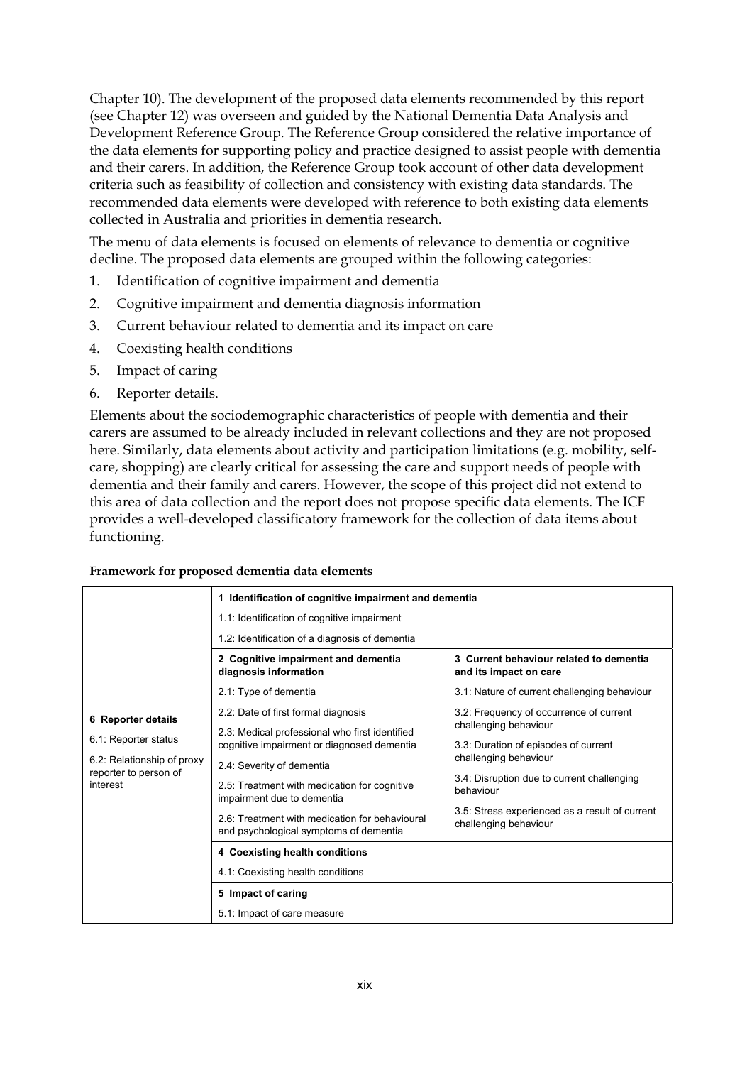Chapter 10). The development of the proposed data elements recommended by this report (see Chapter 12) was overseen and guided by the National Dementia Data Analysis and Development Reference Group. The Reference Group considered the relative importance of the data elements for supporting policy and practice designed to assist people with dementia and their carers. In addition, the Reference Group took account of other data development criteria such as feasibility of collection and consistency with existing data standards. The recommended data elements were developed with reference to both existing data elements collected in Australia and priorities in dementia research.

The menu of data elements is focused on elements of relevance to dementia or cognitive decline. The proposed data elements are grouped within the following categories:

1. Identification of cognitive impairment and dementia
2. Cognitive impairment and dementia diagnosis information
3. Current behaviour related to dementia and its impact on care
4. Coexisting health conditions
5. Impact of caring
6. Reporter details.

Elements about the sociodemographic characteristics of people with dementia and their carers are assumed to be already included in relevant collections and they are not proposed here. Similarly, data elements about activity and participation limitations (e.g. mobility, self-care, shopping) are clearly critical for assessing the care and support needs of people with dementia and their family and carers. However, the scope of this project did not extend to this area of data collection and the report does not propose specific data elements. The ICF provides a well-developed classificatory framework for the collection of data items about functioning.

**Framework for proposed dementia data elements**

| **6 Reporter details**<br>6.1: Reporter status<br>6.2: Relationship of proxy reporter to person of interest | **1 Identification of cognitive impairment and dementia**<br>1.1: Identification of cognitive impairment<br>1.2: Identification of a diagnosis of dementia | |
|---|---|---|
| | **2 Cognitive impairment and dementia diagnosis information**<br>2.1: Type of dementia<br>2.2: Date of first formal diagnosis<br>2.3: Medical professional who first identified cognitive impairment or diagnosed dementia<br>2.4: Severity of dementia<br>2.5: Treatment with medication for cognitive impairment due to dementia<br>2.6: Treatment with medication for behavioural and psychological symptoms of dementia | **3 Current behaviour related to dementia and its impact on care**<br>3.1: Nature of current challenging behaviour<br>3.2: Frequency of occurrence of current challenging behaviour<br>3.3: Duration of episodes of current challenging behaviour<br>3.4: Disruption due to current challenging behaviour<br>3.5: Stress experienced as a result of current challenging behaviour |
| | **4 Coexisting health conditions**<br>4.1: Coexisting health conditions | |
| | **5 Impact of caring**<br>5.1: Impact of care measure | |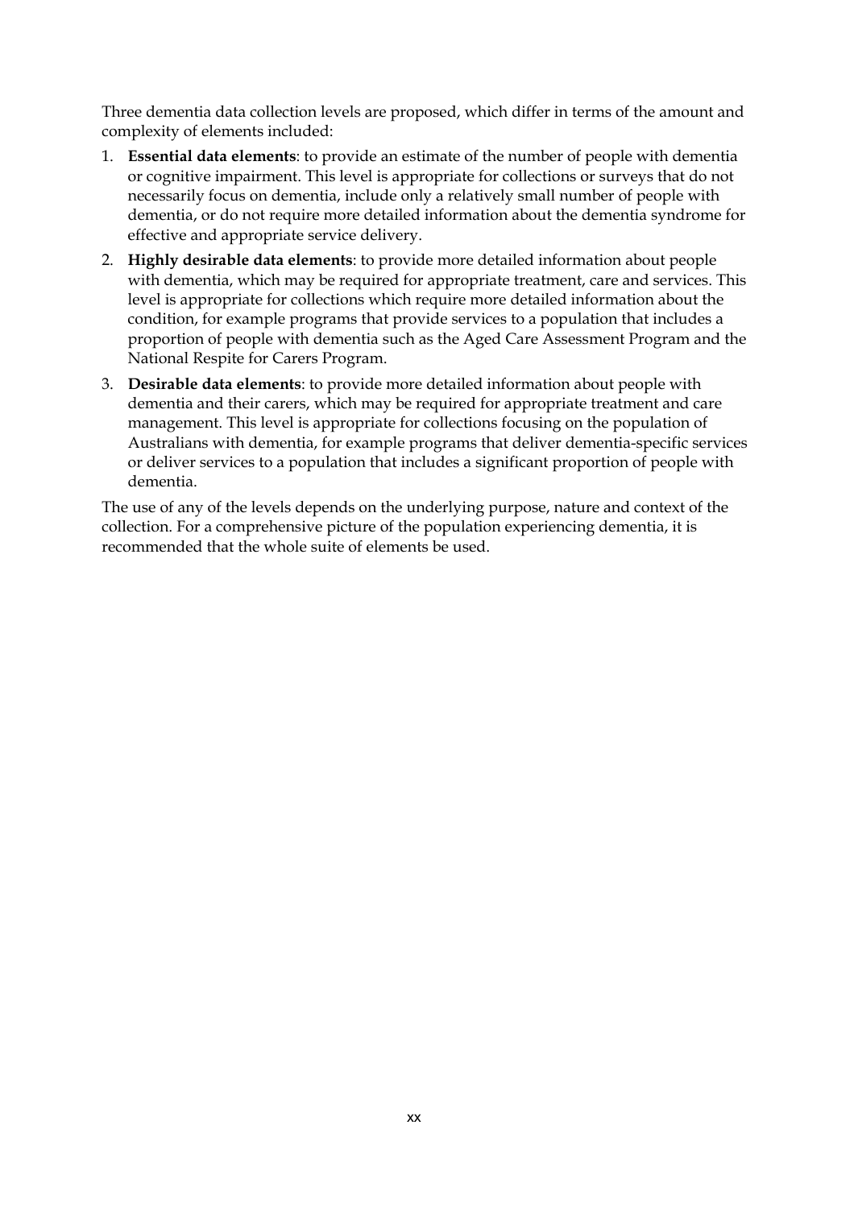Three dementia data collection levels are proposed, which differ in terms of the amount and complexity of elements included:

1. **Essential data elements**: to provide an estimate of the number of people with dementia or cognitive impairment. This level is appropriate for collections or surveys that do not necessarily focus on dementia, include only a relatively small number of people with dementia, or do not require more detailed information about the dementia syndrome for effective and appropriate service delivery.
2. **Highly desirable data elements**: to provide more detailed information about people with dementia, which may be required for appropriate treatment, care and services. This level is appropriate for collections which require more detailed information about the condition, for example programs that provide services to a population that includes a proportion of people with dementia such as the Aged Care Assessment Program and the National Respite for Carers Program.
3. **Desirable data elements**: to provide more detailed information about people with dementia and their carers, which may be required for appropriate treatment and care management. This level is appropriate for collections focusing on the population of Australians with dementia, for example programs that deliver dementia-specific services or deliver services to a population that includes a significant proportion of people with dementia.

The use of any of the levels depends on the underlying purpose, nature and context of the collection. For a comprehensive picture of the population experiencing dementia, it is recommended that the whole suite of elements be used.